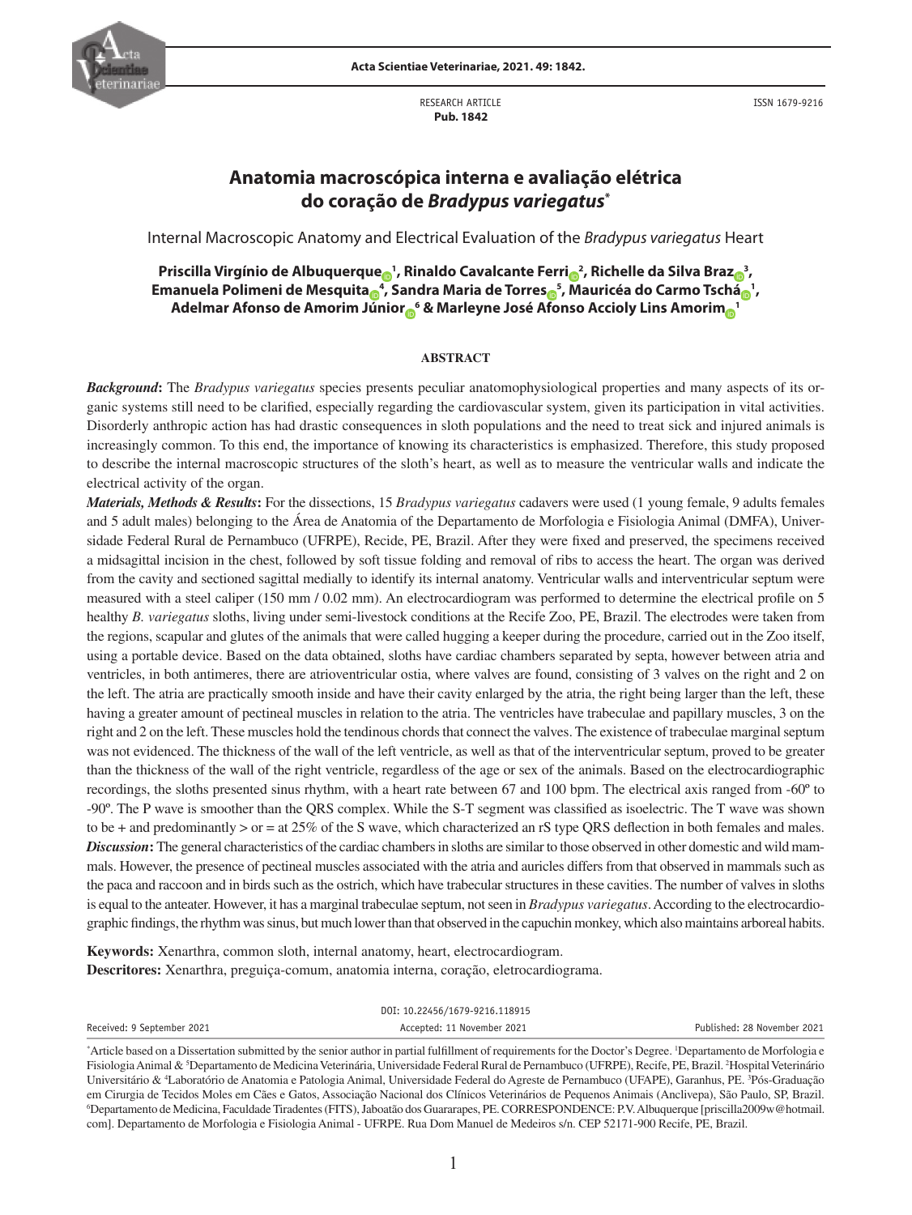RESEARCH ARTICLE
**Pub. 1842**

ISSN 1679-9216

# Anatomia macroscópica interna e avaliação elétrica do coração de *Bradypus variegatus*[*]

Internal Macroscopic Anatomy and Electrical Evaluation of the *Bradypus variegatus* Heart

**Priscilla Virgínio de Albuquerque[1], Rinaldo Cavalcante Ferri[2], Richelle da Silva Braz[3], Emanuela Polimeni de Mesquita[4], Sandra Maria de Torres[5], Mauricéa do Carmo Tschá[1], Adelmar Afonso de Amorim Júnior[6] & Marleyne José Afonso Accioly Lins Amorim[1]**

## ABSTRACT

***Background*:** The *Bradypus variegatus* species presents peculiar anatomophysiological properties and many aspects of its organic systems still need to be clarified, especially regarding the cardiovascular system, given its participation in vital activities. Disorderly anthropic action has had drastic consequences in sloth populations and the need to treat sick and injured animals is increasingly common. To this end, the importance of knowing its characteristics is emphasized. Therefore, this study proposed to describe the internal macroscopic structures of the sloth's heart, as well as to measure the ventricular walls and indicate the electrical activity of the organ.

***Materials, Methods & Results*:** For the dissections, 15 *Bradypus variegatus* cadavers were used (1 young female, 9 adults females and 5 adult males) belonging to the Área de Anatomia of the Departamento de Morfologia e Fisiologia Animal (DMFA), Universidade Federal Rural de Pernambuco (UFRPE), Recide, PE, Brazil. After they were fixed and preserved, the specimens received a midsagittal incision in the chest, followed by soft tissue folding and removal of ribs to access the heart. The organ was derived from the cavity and sectioned sagittal medially to identify its internal anatomy. Ventricular walls and interventricular septum were measured with a steel caliper (150 mm / 0.02 mm). An electrocardiogram was performed to determine the electrical profile on 5 healthy *B. variegatus* sloths, living under semi-livestock conditions at the Recife Zoo, PE, Brazil. The electrodes were taken from the regions, scapular and glutes of the animals that were called hugging a keeper during the procedure, carried out in the Zoo itself, using a portable device. Based on the data obtained, sloths have cardiac chambers separated by septa, however between atria and ventricles, in both antimeres, there are atrioventricular ostia, where valves are found, consisting of 3 valves on the right and 2 on the left. The atria are practically smooth inside and have their cavity enlarged by the atria, the right being larger than the left, these having a greater amount of pectineal muscles in relation to the atria. The ventricles have trabeculae and papillary muscles, 3 on the right and 2 on the left. These muscles hold the tendinous chords that connect the valves. The existence of trabeculae marginal septum was not evidenced. The thickness of the wall of the left ventricle, as well as that of the interventricular septum, proved to be greater than the thickness of the wall of the right ventricle, regardless of the age or sex of the animals. Based on the electrocardiographic recordings, the sloths presented sinus rhythm, with a heart rate between 67 and 100 bpm. The electrical axis ranged from -60º to -90º. The P wave is smoother than the QRS complex. While the S-T segment was classified as isoelectric. The T wave was shown to be + and predominantly > or = at 25% of the S wave, which characterized an rS type QRS deflection in both females and males.

***Discussion*:** The general characteristics of the cardiac chambers in sloths are similar to those observed in other domestic and wild mammals. However, the presence of pectineal muscles associated with the atria and auricles differs from that observed in mammals such as the paca and raccoon and in birds such as the ostrich, which have trabecular structures in these cavities. The number of valves in sloths is equal to the anteater. However, it has a marginal trabeculae septum, not seen in *Bradypus variegatus*. According to the electrocardiographic findings, the rhythm was sinus, but much lower than that observed in the capuchin monkey, which also maintains arboreal habits.

**Keywords:** Xenarthra, common sloth, internal anatomy, heart, electrocardiogram.
**Descritores:** Xenarthra, preguiça-comum, anatomia interna, coração, eletrocardiograma.

DOI: 10.22456/1679-9216.118915

Received: 9 September 2021 | Accepted: 11 November 2021 | Published: 28 November 2021

[*]Article based on a Dissertation submitted by the senior author in partial fulfillment of requirements for the Doctor's Degree. [1]Departamento de Morfologia e Fisiologia Animal & [5]Departamento de Medicina Veterinária, Universidade Federal Rural de Pernambuco (UFRPE), Recife, PE, Brazil. [2]Hospital Veterinário Universitário & [4]Laboratório de Anatomia e Patologia Animal, Universidade Federal do Agreste de Pernambuco (UFAPE), Garanhus, PE. [3]Pós-Graduação em Cirurgia de Tecidos Moles em Cães e Gatos, Associação Nacional dos Clínicos Veterinários de Pequenos Animais (Anclivepa), São Paulo, SP, Brazil. [6]Departamento de Medicina, Faculdade Tiradentes (FITS), Jaboatão dos Guararapes, PE. CORRESPONDENCE: P.V. Albuquerque [priscilla2009w@hotmail.com]. Departamento de Morfologia e Fisiologia Animal - UFRPE. Rua Dom Manuel de Medeiros s/n. CEP 52171-900 Recife, PE, Brazil.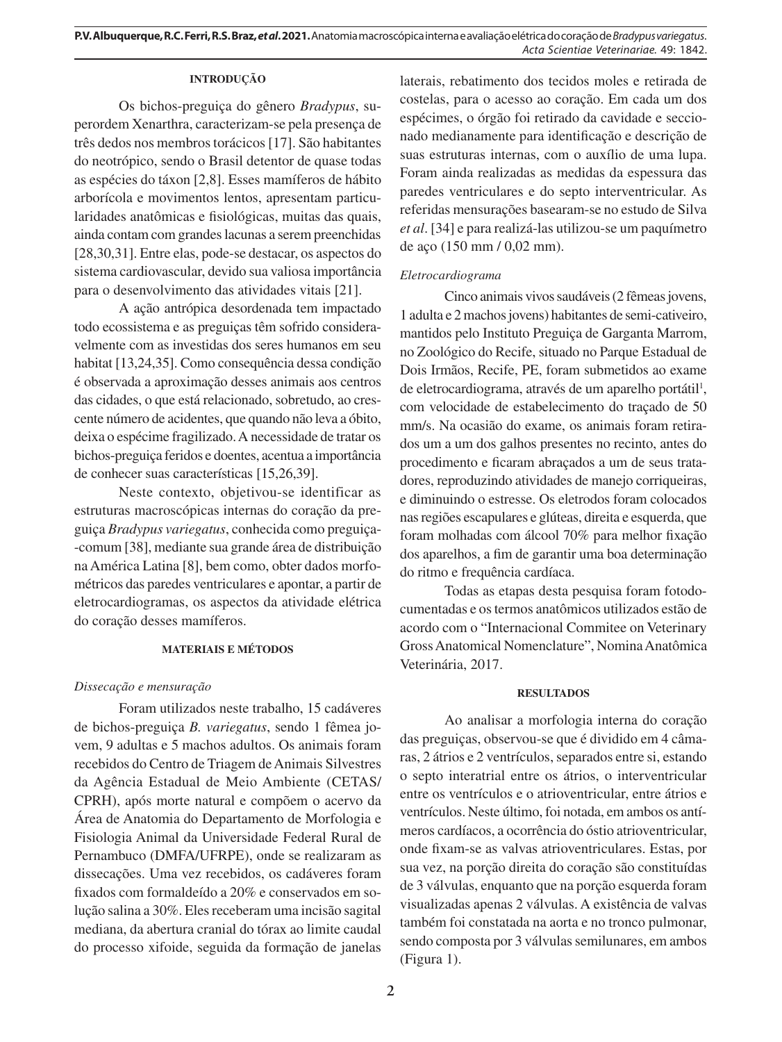## INTRODUÇÃO

Os bichos-preguiça do gênero *Bradypus*, superordem Xenarthra, caracterizam-se pela presença de três dedos nos membros torácicos [17]. São habitantes do neotrópico, sendo o Brasil detentor de quase todas as espécies do táxon [2,8]. Esses mamíferos de hábito arborícola e movimentos lentos, apresentam particularidades anatômicas e fisiológicas, muitas das quais, ainda contam com grandes lacunas a serem preenchidas [28,30,31]. Entre elas, pode-se destacar, os aspectos do sistema cardiovascular, devido sua valiosa importância para o desenvolvimento das atividades vitais [21].

A ação antrópica desordenada tem impactado todo ecossistema e as preguiças têm sofrido consideravelmente com as investidas dos seres humanos em seu habitat [13,24,35]. Como consequência dessa condição é observada a aproximação desses animais aos centros das cidades, o que está relacionado, sobretudo, ao crescente número de acidentes, que quando não leva a óbito, deixa o espécime fragilizado. A necessidade de tratar os bichos-preguiça feridos e doentes, acentua a importância de conhecer suas características [15,26,39].

Neste contexto, objetivou-se identificar as estruturas macroscópicas internas do coração da preguiça *Bradypus variegatus*, conhecida como preguiça-comum [38], mediante sua grande área de distribuição na América Latina [8], bem como, obter dados morfométricos das paredes ventriculares e apontar, a partir de eletrocardiogramas, os aspectos da atividade elétrica do coração desses mamíferos.

## MATERIAIS E MÉTODOS

### *Dissecação e mensuração*

Foram utilizados neste trabalho, 15 cadáveres de bichos-preguiça *B. variegatus*, sendo 1 fêmea jovem, 9 adultas e 5 machos adultos. Os animais foram recebidos do Centro de Triagem de Animais Silvestres da Agência Estadual de Meio Ambiente (CETAS/CPRH), após morte natural e compõem o acervo da Área de Anatomia do Departamento de Morfologia e Fisiologia Animal da Universidade Federal Rural de Pernambuco (DMFA/UFRPE), onde se realizaram as dissecações. Uma vez recebidos, os cadáveres foram fixados com formaldeído a 20% e conservados em solução salina a 30%. Eles receberam uma incisão sagital mediana, da abertura cranial do tórax ao limite caudal do processo xifoide, seguida da formação de janelas laterais, rebatimento dos tecidos moles e retirada de costelas, para o acesso ao coração. Em cada um dos espécimes, o órgão foi retirado da cavidade e seccionado medianamente para identificação e descrição de suas estruturas internas, com o auxílio de uma lupa. Foram ainda realizadas as medidas da espessura das paredes ventriculares e do septo interventricular. As referidas mensurações basearam-se no estudo de Silva *et al*. [34] e para realizá-las utilizou-se um paquímetro de aço (150 mm / 0,02 mm).

### *Eletrocardiograma*

Cinco animais vivos saudáveis (2 fêmeas jovens, 1 adulta e 2 machos jovens) habitantes de semi-cativeiro, mantidos pelo Instituto Preguiça de Garganta Marrom, no Zoológico do Recife, situado no Parque Estadual de Dois Irmãos, Recife, PE, foram submetidos ao exame de eletrocardiograma, através de um aparelho portátil[1], com velocidade de estabelecimento do traçado de 50 mm/s. Na ocasião do exame, os animais foram retirados um a um dos galhos presentes no recinto, antes do procedimento e ficaram abraçados a um de seus tratadores, reproduzindo atividades de manejo corriqueiras, e diminuindo o estresse. Os eletrodos foram colocados nas regiões escapulares e glúteas, direita e esquerda, que foram molhadas com álcool 70% para melhor fixação dos aparelhos, a fim de garantir uma boa determinação do ritmo e frequência cardíaca.

Todas as etapas desta pesquisa foram fotodocumentadas e os termos anatômicos utilizados estão de acordo com o "Internacional Commitee on Veterinary Gross Anatomical Nomenclature", Nomina Anatômica Veterinária, 2017.

## RESULTADOS

Ao analisar a morfologia interna do coração das preguiças, observou-se que é dividido em 4 câmaras, 2 átrios e 2 ventrículos, separados entre si, estando o septo interatrial entre os átrios, o interventricular entre os ventrículos e o atrioventricular, entre átrios e ventrículos. Neste último, foi notada, em ambos os antímeros cardíacos, a ocorrência do óstio atrioventricular, onde fixam-se as valvas atrioventriculares. Estas, por sua vez, na porção direita do coração são constituídas de 3 válvulas, enquanto que na porção esquerda foram visualizadas apenas 2 válvulas. A existência de valvas também foi constatada na aorta e no tronco pulmonar, sendo composta por 3 válvulas semilunares, em ambos (Figura 1).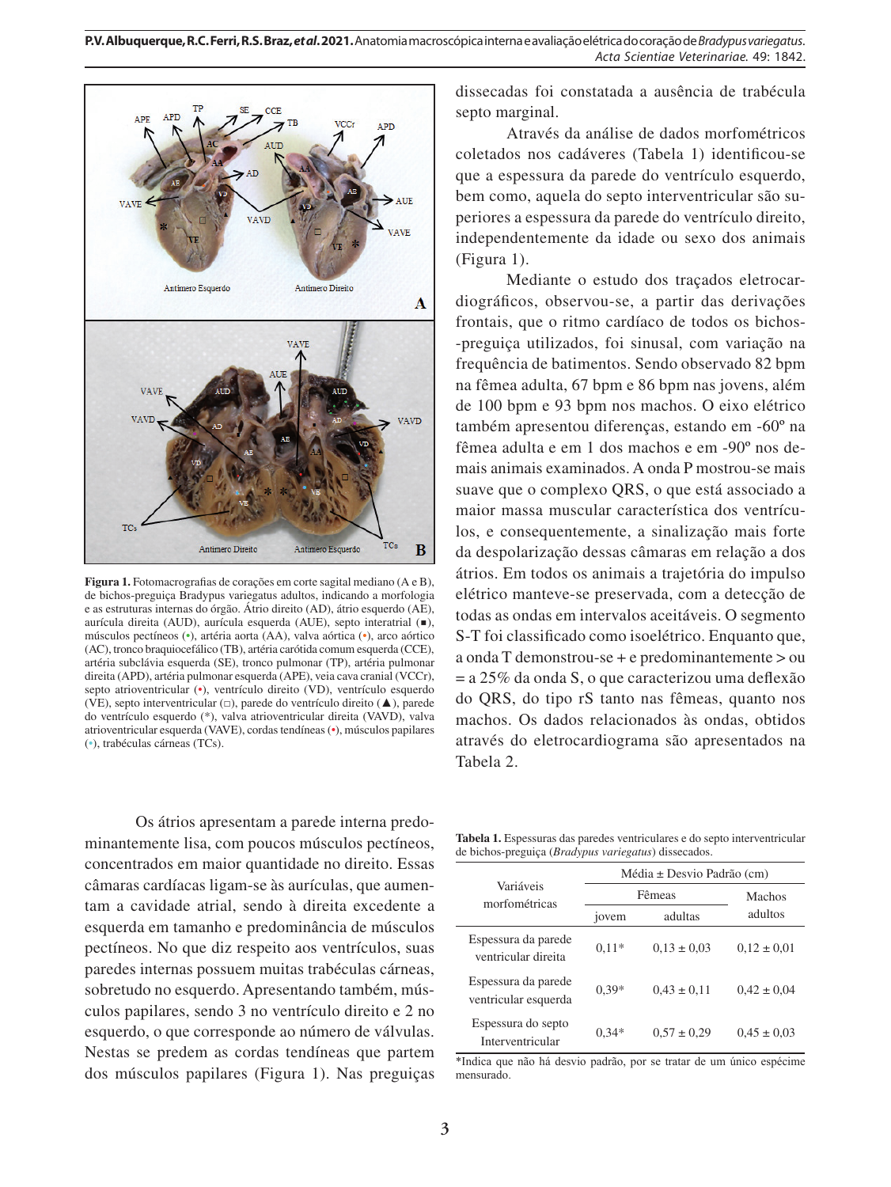**Figura 1.** Fotomacrografias de corações em corte sagital mediano (A e B), de bichos-preguiça Bradypus variegatus adultos, indicando a morfologia e as estruturas internas do órgão. Átrio direito (AD), átrio esquerdo (AE), aurícula direita (AUD), aurícula esquerda (AUE), septo interatrial (■), músculos pectíneos (•), artéria aorta (AA), valva aórtica (•), arco aórtico (AC), tronco braquiocefálico (TB), artéria carótida comum esquerda (CCE), artéria subclávia esquerda (SE), tronco pulmonar (TP), artéria pulmonar direita (APD), artéria pulmonar esquerda (APE), veia cava cranial (VCCr), septo atrioventricular (•), ventrículo direito (VD), ventrículo esquerdo (VE), septo interventricular (□), parede do ventrículo direito (▲), parede do ventrículo esquerdo (*), valva atrioventricular direita (VAVD), valva atrioventricular esquerda (VAVE), cordas tendíneas (•), músculos papilares (•), trabéculas cárneas (TCs).

Os átrios apresentam a parede interna predominantemente lisa, com poucos músculos pectíneos, concentrados em maior quantidade no direito. Essas câmaras cardíacas ligam-se às aurículas, que aumentam a cavidade atrial, sendo à direita excedente a esquerda em tamanho e predominância de músculos pectíneos. No que diz respeito aos ventrículos, suas paredes internas possuem muitas trabéculas cárneas, sobretudo no esquerdo. Apresentando também, músculos papilares, sendo 3 no ventrículo direito e 2 no esquerdo, o que corresponde ao número de válvulas. Nestas se predem as cordas tendíneas que partem dos músculos papilares (Figura 1). Nas preguiças dissecadas foi constatada a ausência de trabécula septo marginal.

Através da análise de dados morfométricos coletados nos cadáveres (Tabela 1) identificou-se que a espessura da parede do ventrículo esquerdo, bem como, aquela do septo interventricular são superiores a espessura da parede do ventrículo direito, independentemente da idade ou sexo dos animais (Figura 1).

Mediante o estudo dos traçados eletrocardiográficos, observou-se, a partir das derivações frontais, que o ritmo cardíaco de todos os bichos-preguiça utilizados, foi sinusal, com variação na frequência de batimentos. Sendo observado 82 bpm na fêmea adulta, 67 bpm e 86 bpm nas jovens, além de 100 bpm e 93 bpm nos machos. O eixo elétrico também apresentou diferenças, estando em -60º na fêmea adulta e em 1 dos machos e em -90º nos demais animais examinados. A onda P mostrou-se mais suave que o complexo QRS, o que está associado a maior massa muscular característica dos ventrículos, e consequentemente, a sinalização mais forte da despolarização dessas câmaras em relação a dos átrios. Em todos os animais a trajetória do impulso elétrico manteve-se preservada, com a detecção de todas as ondas em intervalos aceitáveis. O segmento S-T foi classificado como isoelétrico. Enquanto que, a onda T demonstrou-se + e predominantemente > ou = a 25% da onda S, o que caracterizou uma deflexão do QRS, do tipo rS tanto nas fêmeas, quanto nos machos. Os dados relacionados às ondas, obtidos através do eletrocardiograma são apresentados na Tabela 2.

**Tabela 1.** Espessuras das paredes ventriculares e do septo interventricular de bichos-preguiça (*Bradypus variegatus*) dissecados.

| Variáveis morfométricas | Média ± Desvio Padrão (cm) | | |
|---|---|---|---|
| | Fêmeas | | Machos adultos |
| | jovem | adultas | |
| Espessura da parede ventricular direita | 0,11* | 0,13 ± 0,03 | 0,12 ± 0,01 |
| Espessura da parede ventricular esquerda | 0,39* | 0,43 ± 0,11 | 0,42 ± 0,04 |
| Espessura do septo Interventricular | 0,34* | 0,57 ± 0,29 | 0,45 ± 0,03 |

*Indica que não há desvio padrão, por se tratar de um único espécime mensurado.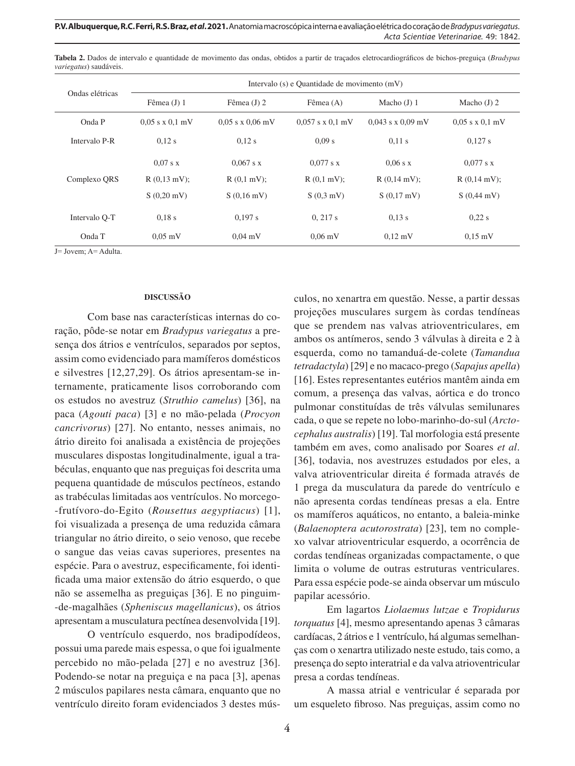**Tabela 2.** Dados de intervalo e quantidade de movimento das ondas, obtidos a partir de traçados eletrocardiográficos de bichos-preguiça (*Bradypus variegatus*) saudáveis.

| Ondas elétricas | Intervalo (s) e Quantidade de movimento (mV) | | | | |
|---|---|---|---|---|---|
| | Fêmea (J) 1 | Fêmea (J) 2 | Fêmea (A) | Macho (J) 1 | Macho (J) 2 |
| Onda P | 0,05 s x 0,1 mV | 0,05 s x 0,06 mV | 0,057 s x 0,1 mV | 0,043 s x 0,09 mV | 0,05 s x 0,1 mV |
| Intervalo P-R | 0,12 s | 0,12 s | 0,09 s | 0,11 s | 0,127 s |
| Complexo QRS | 0,07 s x R (0,13 mV); S (0,20 mV) | 0,067 s x R (0,1 mV); S (0,16 mV) | 0,077 s x R (0,1 mV); S (0,3 mV) | 0,06 s x R (0,14 mV); S (0,17 mV) | 0,077 s x R (0,14 mV); S (0,44 mV) |
| Intervalo Q-T | 0,18 s | 0,197 s | 0, 217 s | 0,13 s | 0,22 s |
| Onda T | 0,05 mV | 0,04 mV | 0,06 mV | 0,12 mV | 0,15 mV |

J= Jovem; A= Adulta.

## DISCUSSÃO

Com base nas características internas do coração, pôde-se notar em *Bradypus variegatus* a presença dos átrios e ventrículos, separados por septos, assim como evidenciado para mamíferos domésticos e silvestres [12,27,29]. Os átrios apresentam-se internamente, praticamente lisos corroborando com os estudos no avestruz (*Struthio camelus*) [36], na paca (*Agouti paca*) [3] e no mão-pelada (*Procyon cancrivorus*) [27]. No entanto, nesses animais, no átrio direito foi analisada a existência de projeções musculares dispostas longitudinalmente, igual a trabéculas, enquanto que nas preguiças foi descrita uma pequena quantidade de músculos pectíneos, estando as trabéculas limitadas aos ventrículos. No morcego-frutívoro-do-Egito (*Rousettus aegyptiacus*) [1], foi visualizada a presença de uma reduzida câmara triangular no átrio direito, o seio venoso, que recebe o sangue das veias cavas superiores, presentes na espécie. Para o avestruz, especificamente, foi identificada uma maior extensão do átrio esquerdo, o que não se assemelha as preguiças [36]. E no pinguim-de-magalhães (*Spheniscus magellanicus*), os átrios apresentam a musculatura pectínea desenvolvida [19].

O ventrículo esquerdo, nos bradipodídeos, possui uma parede mais espessa, o que foi igualmente percebido no mão-pelada [27] e no avestruz [36]. Podendo-se notar na preguiça e na paca [3], apenas 2 músculos papilares nesta câmara, enquanto que no ventrículo direito foram evidenciados 3 destes músculos, no xenartra em questão. Nesse, a partir dessas projeções musculares surgem às cordas tendíneas que se prendem nas valvas atrioventriculares, em ambos os antímeros, sendo 3 válvulas à direita e 2 à esquerda, como no tamanduá-de-colete (*Tamandua tetradactyla*) [29] e no macaco-prego (*Sapajus apella*) [16]. Estes representantes eutérios mantêm ainda em comum, a presença das valvas, aórtica e do tronco pulmonar constituídas de três válvulas semilunares cada, o que se repete no lobo-marinho-do-sul (*Arctocephalus australis*) [19]. Tal morfologia está presente também em aves, como analisado por Soares *et al*. [36], todavia, nos avestruzes estudados por eles, a valva atrioventricular direita é formada através de 1 prega da musculatura da parede do ventrículo e não apresenta cordas tendíneas presas a ela. Entre os mamíferos aquáticos, no entanto, a baleia-minke (*Balaenoptera acutorostrata*) [23], tem no complexo valvar atrioventricular esquerdo, a ocorrência de cordas tendíneas organizadas compactamente, o que limita o volume de outras estruturas ventriculares. Para essa espécie pode-se ainda observar um músculo papilar acessório.

Em lagartos *Liolaemus lutzae* e *Tropidurus torquatus* [4], mesmo apresentando apenas 3 câmaras cardíacas, 2 átrios e 1 ventrículo, há algumas semelhanças com o xenartra utilizado neste estudo, tais como, a presença do septo interatrial e da valva atrioventricular presa a cordas tendíneas.

A massa atrial e ventricular é separada por um esqueleto fibroso. Nas preguiças, assim como no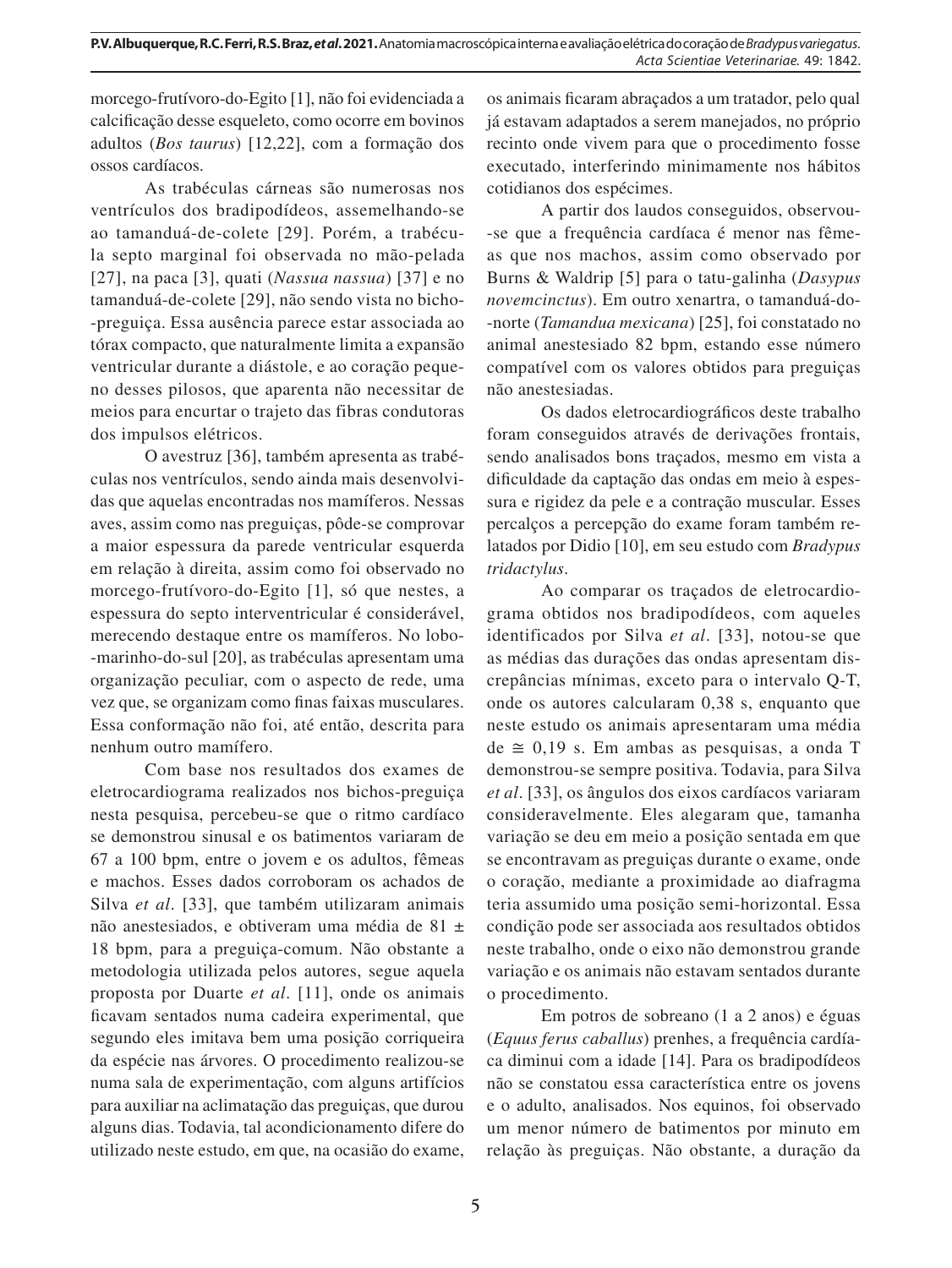morcego-frutívoro-do-Egito [1], não foi evidenciada a calcificação desse esqueleto, como ocorre em bovinos adultos (*Bos taurus*) [12,22], com a formação dos ossos cardíacos.

As trabéculas cárneas são numerosas nos ventrículos dos bradipodídeos, assemelhando-se ao tamanduá-de-colete [29]. Porém, a trabécula septo marginal foi observada no mão-pelada [27], na paca [3], quati (*Nassua nassua*) [37] e no tamanduá-de-colete [29], não sendo vista no bicho-preguiça. Essa ausência parece estar associada ao tórax compacto, que naturalmente limita a expansão ventricular durante a diástole, e ao coração pequeno desses pilosos, que aparenta não necessitar de meios para encurtar o trajeto das fibras condutoras dos impulsos elétricos.

O avestruz [36], também apresenta as trabéculas nos ventrículos, sendo ainda mais desenvolvidas que aquelas encontradas nos mamíferos. Nessas aves, assim como nas preguiças, pôde-se comprovar a maior espessura da parede ventricular esquerda em relação à direita, assim como foi observado no morcego-frutívoro-do-Egito [1], só que nestes, a espessura do septo interventricular é considerável, merecendo destaque entre os mamíferos. No lobo-marinho-do-sul [20], as trabéculas apresentam uma organização peculiar, com o aspecto de rede, uma vez que, se organizam como finas faixas musculares. Essa conformação não foi, até então, descrita para nenhum outro mamífero.

Com base nos resultados dos exames de eletrocardiograma realizados nos bichos-preguiça nesta pesquisa, percebeu-se que o ritmo cardíaco se demonstrou sinusal e os batimentos variaram de 67 a 100 bpm, entre o jovem e os adultos, fêmeas e machos. Esses dados corroboram os achados de Silva *et al*. [33], que também utilizaram animais não anestesiados, e obtiveram uma média de 81 ± 18 bpm, para a preguiça-comum. Não obstante a metodologia utilizada pelos autores, segue aquela proposta por Duarte *et al*. [11], onde os animais ficavam sentados numa cadeira experimental, que segundo eles imitava bem uma posição corriqueira da espécie nas árvores. O procedimento realizou-se numa sala de experimentação, com alguns artifícios para auxiliar na aclimatação das preguiças, que durou alguns dias. Todavia, tal acondicionamento difere do utilizado neste estudo, em que, na ocasião do exame, os animais ficaram abraçados a um tratador, pelo qual já estavam adaptados a serem manejados, no próprio recinto onde vivem para que o procedimento fosse executado, interferindo minimamente nos hábitos cotidianos dos espécimes.

A partir dos laudos conseguidos, observou-se que a frequência cardíaca é menor nas fêmeas que nos machos, assim como observado por Burns & Waldrip [5] para o tatu-galinha (*Dasypus novemcinctus*). Em outro xenartra, o tamanduá-do-norte (*Tamandua mexicana*) [25], foi constatado no animal anestesiado 82 bpm, estando esse número compatível com os valores obtidos para preguiças não anestesiadas.

Os dados eletrocardiográficos deste trabalho foram conseguidos através de derivações frontais, sendo analisados bons traçados, mesmo em vista a dificuldade da captação das ondas em meio à espessura e rigidez da pele e a contração muscular. Esses percalços a percepção do exame foram também relatados por Didio [10], em seu estudo com *Bradypus tridactylus*.

Ao comparar os traçados de eletrocardiograma obtidos nos bradipodídeos, com aqueles identificados por Silva *et al*. [33], notou-se que as médias das durações das ondas apresentam discrepâncias mínimas, exceto para o intervalo Q-T, onde os autores calcularam 0,38 s, enquanto que neste estudo os animais apresentaram uma média de ≅ 0,19 s. Em ambas as pesquisas, a onda T demonstrou-se sempre positiva. Todavia, para Silva *et al*. [33], os ângulos dos eixos cardíacos variaram consideravelmente. Eles alegaram que, tamanha variação se deu em meio a posição sentada em que se encontravam as preguiças durante o exame, onde o coração, mediante a proximidade ao diafragma teria assumido uma posição semi-horizontal. Essa condição pode ser associada aos resultados obtidos neste trabalho, onde o eixo não demonstrou grande variação e os animais não estavam sentados durante o procedimento.

Em potros de sobreano (1 a 2 anos) e éguas (*Equus ferus caballus*) prenhes, a frequência cardíaca diminui com a idade [14]. Para os bradipodídeos não se constatou essa característica entre os jovens e o adulto, analisados. Nos equinos, foi observado um menor número de batimentos por minuto em relação às preguiças. Não obstante, a duração da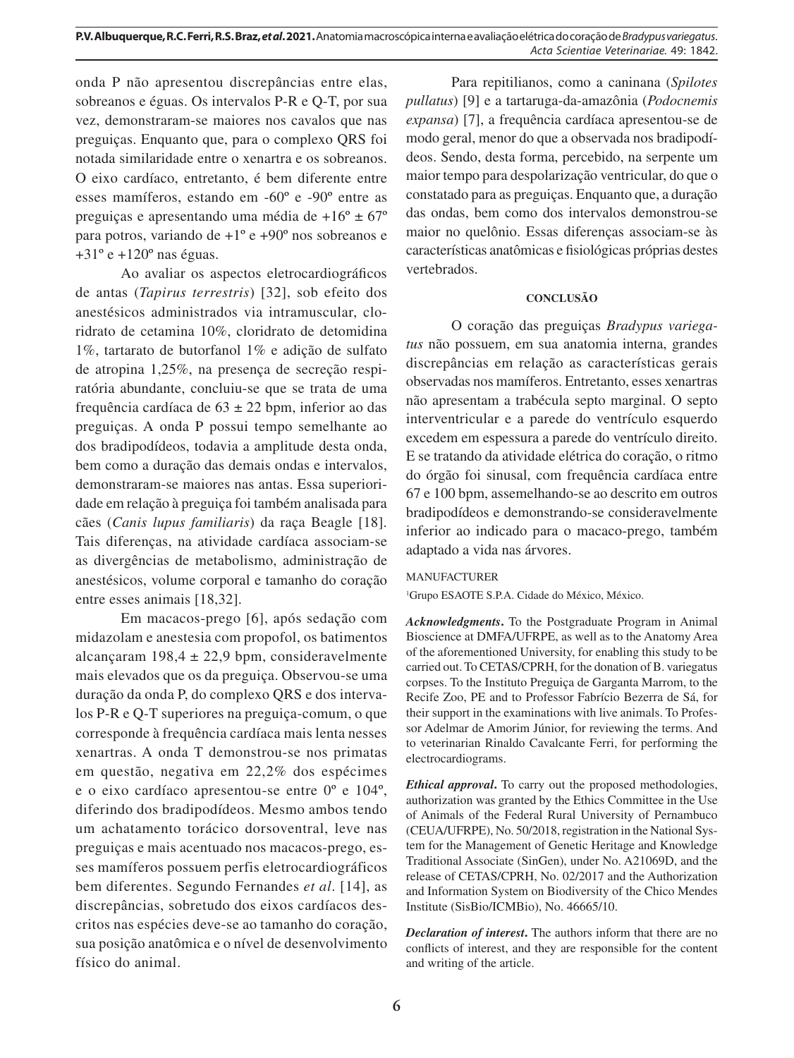onda P não apresentou discrepâncias entre elas, sobreanos e éguas. Os intervalos P-R e Q-T, por sua vez, demonstraram-se maiores nos cavalos que nas preguiças. Enquanto que, para o complexo QRS foi notada similaridade entre o xenartra e os sobreanos. O eixo cardíaco, entretanto, é bem diferente entre esses mamíferos, estando em -60º e -90º entre as preguiças e apresentando uma média de +16º ± 67º para potros, variando de +1º e +90º nos sobreanos e +31º e +120º nas éguas.

Ao avaliar os aspectos eletrocardiográficos de antas (*Tapirus terrestris*) [32], sob efeito dos anestésicos administrados via intramuscular, cloridrato de cetamina 10%, cloridrato de detomidina 1%, tartarato de butorfanol 1% e adição de sulfato de atropina 1,25%, na presença de secreção respiratória abundante, concluiu-se que se trata de uma frequência cardíaca de 63 ± 22 bpm, inferior ao das preguiças. A onda P possui tempo semelhante ao dos bradipodídeos, todavia a amplitude desta onda, bem como a duração das demais ondas e intervalos, demonstraram-se maiores nas antas. Essa superioridade em relação à preguiça foi também analisada para cães (*Canis lupus familiaris*) da raça Beagle [18]. Tais diferenças, na atividade cardíaca associam-se as divergências de metabolismo, administração de anestésicos, volume corporal e tamanho do coração entre esses animais [18,32].

Em macacos-prego [6], após sedação com midazolam e anestesia com propofol, os batimentos alcançaram 198,4 ± 22,9 bpm, consideravelmente mais elevados que os da preguiça. Observou-se uma duração da onda P, do complexo QRS e dos intervalos P-R e Q-T superiores na preguiça-comum, o que corresponde à frequência cardíaca mais lenta nesses xenartras. A onda T demonstrou-se nos primatas em questão, negativa em 22,2% dos espécimes e o eixo cardíaco apresentou-se entre 0º e 104º, diferindo dos bradipodídeos. Mesmo ambos tendo um achatamento torácico dorsoventral, leve nas preguiças e mais acentuado nos macacos-prego, esses mamíferos possuem perfis eletrocardiográficos bem diferentes. Segundo Fernandes *et al*. [14], as discrepâncias, sobretudo dos eixos cardíacos descritos nas espécies deve-se ao tamanho do coração, sua posição anatômica e o nível de desenvolvimento físico do animal.

Para repitilianos, como a caninana (*Spilotes pullatus*) [9] e a tartaruga-da-amazônia (*Podocnemis expansa*) [7], a frequência cardíaca apresentou-se de modo geral, menor do que a observada nos bradipodídeos. Sendo, desta forma, percebido, na serpente um maior tempo para despolarização ventricular, do que o constatado para as preguiças. Enquanto que, a duração das ondas, bem como dos intervalos demonstrou-se maior no quelônio. Essas diferenças associam-se às características anatômicas e fisiológicas próprias destes vertebrados.

## CONCLUSÃO

O coração das preguiças *Bradypus variegatus* não possuem, em sua anatomia interna, grandes discrepâncias em relação as características gerais observadas nos mamíferos. Entretanto, esses xenartras não apresentam a trabécula septo marginal. O septo interventricular e a parede do ventrículo esquerdo excedem em espessura a parede do ventrículo direito. E se tratando da atividade elétrica do coração, o ritmo do órgão foi sinusal, com frequência cardíaca entre 67 e 100 bpm, assemelhando-se ao descrito em outros bradipodídeos e demonstrando-se consideravelmente inferior ao indicado para o macaco-prego, também adaptado a vida nas árvores.

MANUFACTURER

[1]Grupo ESAOTE S.P.A. Cidade do México, México.

***Acknowledgments*.** To the Postgraduate Program in Animal Bioscience at DMFA/UFRPE, as well as to the Anatomy Area of the aforementioned University, for enabling this study to be carried out. To CETAS/CPRH, for the donation of B. variegatus corpses. To the Instituto Preguiça de Garganta Marrom, to the Recife Zoo, PE and to Professor Fabrício Bezerra de Sá, for their support in the examinations with live animals. To Professor Adelmar de Amorim Júnior, for reviewing the terms. And to veterinarian Rinaldo Cavalcante Ferri, for performing the electrocardiograms.

***Ethical approval*.** To carry out the proposed methodologies, authorization was granted by the Ethics Committee in the Use of Animals of the Federal Rural University of Pernambuco (CEUA/UFRPE), No. 50/2018, registration in the National System for the Management of Genetic Heritage and Knowledge Traditional Associate (SinGen), under No. A21069D, and the release of CETAS/CPRH, No. 02/2017 and the Authorization and Information System on Biodiversity of the Chico Mendes Institute (SisBio/ICMBio), No. 46665/10.

***Declaration of interest*.** The authors inform that there are no conflicts of interest, and they are responsible for the content and writing of the article.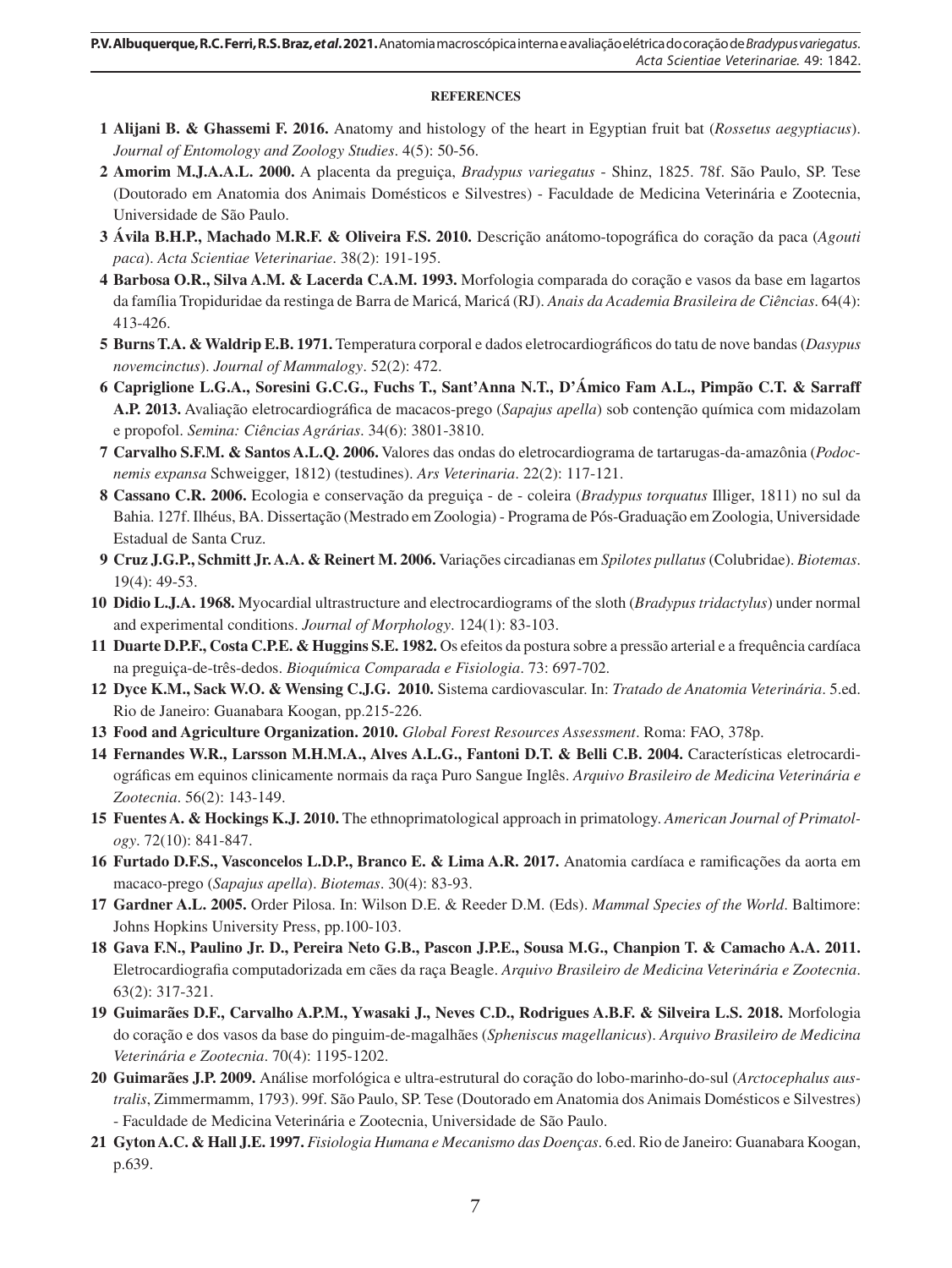**REFERENCES**

1 **Alijani B. & Ghassemi F. 2016.** Anatomy and histology of the heart in Egyptian fruit bat (*Rossetus aegyptiacus*). *Journal of Entomology and Zoology Studies*. 4(5): 50-56.

2 **Amorim M.J.A.A.L. 2000.** A placenta da preguiça, *Bradypus variegatus* - Shinz, 1825. 78f. São Paulo, SP. Tese (Doutorado em Anatomia dos Animais Domésticos e Silvestres) - Faculdade de Medicina Veterinária e Zootecnia, Universidade de São Paulo.

3 **Ávila B.H.P., Machado M.R.F. & Oliveira F.S. 2010.** Descrição anátomo-topográfica do coração da paca (*Agouti paca*). *Acta Scientiae Veterinariae*. 38(2): 191-195.

4 **Barbosa O.R., Silva A.M. & Lacerda C.A.M. 1993.** Morfologia comparada do coração e vasos da base em lagartos da família Tropiduridae da restinga de Barra de Maricá, Maricá (RJ). *Anais da Academia Brasileira de Ciências*. 64(4): 413-426.

5 **Burns T.A. & Waldrip E.B. 1971.** Temperatura corporal e dados eletrocardiográficos do tatu de nove bandas (*Dasypus novemcinctus*). *Journal of Mammalogy*. 52(2): 472.

6 **Capriglione L.G.A., Soresini G.C.G., Fuchs T., Sant'Anna N.T., D'Ámico Fam A.L., Pimpão C.T. & Sarraff A.P. 2013.** Avaliação eletrocardiográfica de macacos-prego (*Sapajus apella*) sob contenção química com midazolam e propofol. *Semina: Ciências Agrárias*. 34(6): 3801-3810.

7 **Carvalho S.F.M. & Santos A.L.Q. 2006.** Valores das ondas do eletrocardiograma de tartarugas-da-amazônia (*Podocnemis expansa* Schweigger, 1812) (testudines). *Ars Veterinaria*. 22(2): 117-121.

8 **Cassano C.R. 2006.** Ecologia e conservação da preguiça - de - coleira (*Bradypus torquatus* Illiger, 1811) no sul da Bahia. 127f. Ilhéus, BA. Dissertação (Mestrado em Zoologia) - Programa de Pós-Graduação em Zoologia, Universidade Estadual de Santa Cruz.

9 **Cruz J.G.P., Schmitt Jr. A.A. & Reinert M. 2006.** Variações circadianas em *Spilotes pullatus* (Colubridae). *Biotemas*. 19(4): 49-53.

10 **Didio L.J.A. 1968.** Myocardial ultrastructure and electrocardiograms of the sloth (*Bradypus tridactylus*) under normal and experimental conditions. *Journal of Morphology*. 124(1): 83-103.

11 **Duarte D.P.F., Costa C.P.E. & Huggins S.E. 1982.** Os efeitos da postura sobre a pressão arterial e a frequência cardíaca na preguiça-de-três-dedos. *Bioquímica Comparada e Fisiologia*. 73: 697-702.

12 **Dyce K.M., Sack W.O. & Wensing C.J.G. 2010.** Sistema cardiovascular. In: *Tratado de Anatomia Veterinária*. 5.ed. Rio de Janeiro: Guanabara Koogan, pp.215-226.

13 **Food and Agriculture Organization. 2010.** *Global Forest Resources Assessment*. Roma: FAO, 378p.

14 **Fernandes W.R., Larsson M.H.M.A., Alves A.L.G., Fantoni D.T. & Belli C.B. 2004.** Características eletrocardiográficas em equinos clinicamente normais da raça Puro Sangue Inglês. *Arquivo Brasileiro de Medicina Veterinária e Zootecnia*. 56(2): 143-149.

15 **Fuentes A. & Hockings K.J. 2010.** The ethnoprimatological approach in primatology. *American Journal of Primatology*. 72(10): 841-847.

16 **Furtado D.F.S., Vasconcelos L.D.P., Branco E. & Lima A.R. 2017.** Anatomia cardíaca e ramificações da aorta em macaco-prego (*Sapajus apella*). *Biotemas*. 30(4): 83-93.

17 **Gardner A.L. 2005.** Order Pilosa. In: Wilson D.E. & Reeder D.M. (Eds). *Mammal Species of the World*. Baltimore: Johns Hopkins University Press, pp.100-103.

18 **Gava F.N., Paulino Jr. D., Pereira Neto G.B., Pascon J.P.E., Sousa M.G., Chanpion T. & Camacho A.A. 2011.** Eletrocardiografia computadorizada em cães da raça Beagle. *Arquivo Brasileiro de Medicina Veterinária e Zootecnia*. 63(2): 317-321.

19 **Guimarães D.F., Carvalho A.P.M., Ywasaki J., Neves C.D., Rodrigues A.B.F. & Silveira L.S. 2018.** Morfologia do coração e dos vasos da base do pinguim-de-magalhães (*Spheniscus magellanicus*). *Arquivo Brasileiro de Medicina Veterinária e Zootecnia*. 70(4): 1195-1202.

20 **Guimarães J.P. 2009.** Análise morfológica e ultra-estrutural do coração do lobo-marinho-do-sul (*Arctocephalus australis*, Zimmermamm, 1793). 99f. São Paulo, SP. Tese (Doutorado em Anatomia dos Animais Domésticos e Silvestres) - Faculdade de Medicina Veterinária e Zootecnia, Universidade de São Paulo.

21 **Gyton A.C. & Hall J.E. 1997.** *Fisiologia Humana e Mecanismo das Doenças*. 6.ed. Rio de Janeiro: Guanabara Koogan, p.639.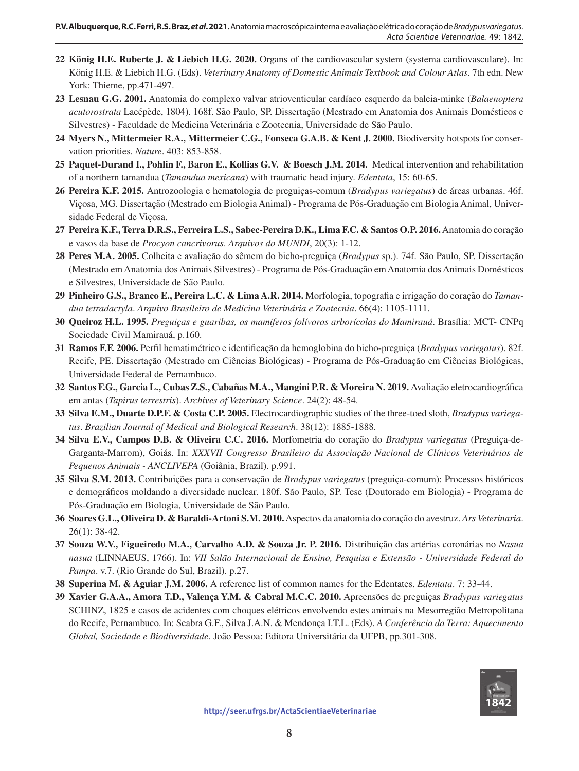**22 König H.E. Ruberte J. & Liebich H.G. 2020.** Organs of the cardiovascular system (systema cardiovasculare). In: König H.E. & Liebich H.G. (Eds). *Veterinary Anatomy of Domestic Animals Textbook and Colour Atlas*. 7th edn. New York: Thieme, pp.471-497.

**23 Lesnau G.G. 2001.** Anatomia do complexo valvar atrioventicular cardíaco esquerdo da baleia-minke (*Balaenoptera acutorostrata* Lacépède, 1804). 168f. São Paulo, SP. Dissertação (Mestrado em Anatomia dos Animais Domésticos e Silvestres) - Faculdade de Medicina Veterinária e Zootecnia, Universidade de São Paulo.

**24 Myers N., Mittermeier R.A., Mittermeier C.G., Fonseca G.A.B. & Kent J. 2000.** Biodiversity hotspots for conservation priorities. *Nature*. 403: 853-858.

**25 Paquet-Durand I., Pohlin F., Baron E., Kollias G.V. & Boesch J.M. 2014.** Medical intervention and rehabilitation of a northern tamandua (*Tamandua mexicana*) with traumatic head injury. *Edentata*, 15: 60-65.

**26 Pereira K.F. 2015.** Antrozoologia e hematologia de preguiças-comum (*Bradypus variegatus*) de áreas urbanas. 46f. Viçosa, MG. Dissertação (Mestrado em Biologia Animal) - Programa de Pós-Graduação em Biologia Animal, Universidade Federal de Viçosa.

**27 Pereira K.F., Terra D.R.S., Ferreira L.S., Sabec-Pereira D.K., Lima F.C. & Santos O.P. 2016.** Anatomia do coração e vasos da base de *Procyon cancrivorus*. *Arquivos do MUNDI*, 20(3): 1-12.

**28 Peres M.A. 2005.** Colheita e avaliação do sêmem do bicho-preguiça (*Bradypus* sp.). 74f. São Paulo, SP. Dissertação (Mestrado em Anatomia dos Animais Silvestres) - Programa de Pós-Graduação em Anatomia dos Animais Domésticos e Silvestres, Universidade de São Paulo.

**29 Pinheiro G.S., Branco E., Pereira L.C. & Lima A.R. 2014.** Morfologia, topografia e irrigação do coração do *Tamandua tetradactyla*. *Arquivo Brasileiro de Medicina Veterinária e Zootecnia*. 66(4): 1105-1111.

**30 Queiroz H.L. 1995.** *Preguiças e guaribas, os mamíferos folívoros arborícolas do Mamirauá*. Brasília: MCT- CNPq Sociedade Civil Mamirauá, p.160.

**31 Ramos F.F. 2006.** Perfil hematimétrico e identificação da hemoglobina do bicho-preguiça (*Bradypus variegatus*). 82f. Recife, PE. Dissertação (Mestrado em Ciências Biológicas) - Programa de Pós-Graduação em Ciências Biológicas, Universidade Federal de Pernambuco.

**32 Santos F.G., Garcia L., Cubas Z.S., Cabañas M.A., Mangini P.R. & Moreira N. 2019.** Avaliação eletrocardiográfica em antas (*Tapirus terrestris*). *Archives of Veterinary Science*. 24(2): 48-54.

**33 Silva E.M., Duarte D.P.F. & Costa C.P. 2005.** Electrocardiographic studies of the three-toed sloth, *Bradypus variegatus*. *Brazilian Journal of Medical and Biological Research*. 38(12): 1885-1888.

**34 Silva E.V., Campos D.B. & Oliveira C.C. 2016.** Morfometria do coração do *Bradypus variegatus* (Preguiça-de-Garganta-Marrom), Goiás. In: *XXXVII Congresso Brasileiro da Associação Nacional de Clínicos Veterinários de Pequenos Animais - ANCLIVEPA* (Goiânia, Brazil). p.991.

**35 Silva S.M. 2013.** Contribuições para a conservação de *Bradypus variegatus* (preguiça-comum): Processos históricos e demográficos moldando a diversidade nuclear. 180f. São Paulo, SP. Tese (Doutorado em Biologia) - Programa de Pós-Graduação em Biologia, Universidade de São Paulo.

**36 Soares G.L., Oliveira D. & Baraldi-Artoni S.M. 2010.** Aspectos da anatomia do coração do avestruz. *Ars Veterinaria*. 26(1): 38-42.

**37 Souza W.V., Figueiredo M.A., Carvalho A.D. & Souza Jr. P. 2016.** Distribuição das artérias coronárias no *Nasua nasua* (LINNAEUS, 1766). In: *VII Salão Internacional de Ensino, Pesquisa e Extensão - Universidade Federal do Pampa*. v.7. (Rio Grande do Sul, Brazil). p.27.

**38 Superina M. & Aguiar J.M. 2006.** A reference list of common names for the Edentates. *Edentata*. 7: 33-44.

**39 Xavier G.A.A., Amora T.D., Valença Y.M. & Cabral M.C.C. 2010.** Apreensões de preguiças *Bradypus variegatus* SCHINZ, 1825 e casos de acidentes com choques elétricos envolvendo estes animais na Mesorregião Metropolitana do Recife, Pernambuco. In: Seabra G.F., Silva J.A.N. & Mendonça I.T.L. (Eds). *A Conferência da Terra: Aquecimento Global, Sociedade e Biodiversidade*. João Pessoa: Editora Universitária da UFPB, pp.301-308.